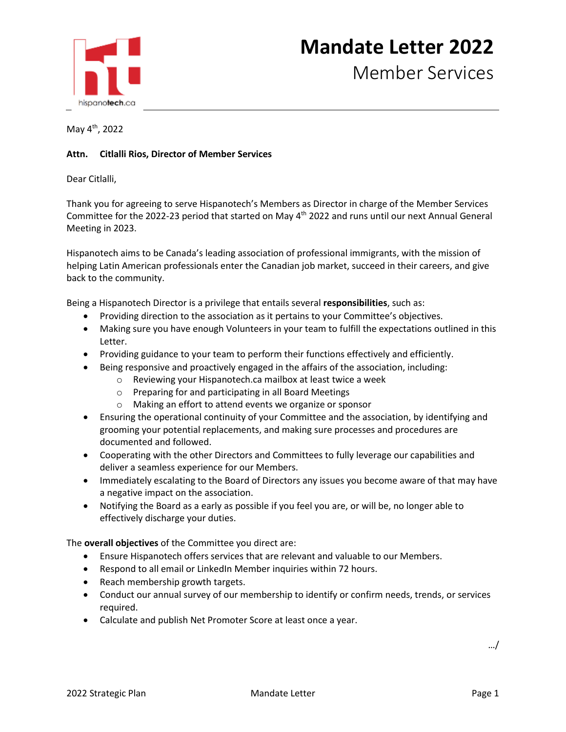# Mandate Letter 2022

## Member Services

May 4th, 2022

**Attn. Citlalli Rios, Director of Member Services**

Dear Citlalli,

Thank you for agreeing to serve Hispanotech's Members as Director in charge of the Member Services Committee for the 2022-23 period that started on May 4th 2022 and runs until our next Annual General Meeting in 2023.

Hispanotech aims to be Canada's leading association of professional immigrants, with the mission of helping Latin American professionals enter the Canadian job market, succeed in their careers, and give back to the community.

Being a Hispanotech Director is a privilege that entails several **responsibilities**, such as:

- Providing direction to the association as it pertains to your Committee's objectives.
- Making sure you have enough Volunteers in your team to fulfill the expectations outlined in this Letter.
- Providing guidance to your team to perform their functions effectively and efficiently.
- Being responsive and proactively engaged in the affairs of the association, including:
  - Reviewing your Hispanotech.ca mailbox at least twice a week
  - Preparing for and participating in all Board Meetings
  - Making an effort to attend events we organize or sponsor
- Ensuring the operational continuity of your Committee and the association, by identifying and grooming your potential replacements, and making sure processes and procedures are documented and followed.
- Cooperating with the other Directors and Committees to fully leverage our capabilities and deliver a seamless experience for our Members.
- Immediately escalating to the Board of Directors any issues you become aware of that may have a negative impact on the association.
- Notifying the Board as a early as possible if you feel you are, or will be, no longer able to effectively discharge your duties.

The **overall objectives** of the Committee you direct are:

- Ensure Hispanotech offers services that are relevant and valuable to our Members.
- Respond to all email or LinkedIn Member inquiries within 72 hours.
- Reach membership growth targets.
- Conduct our annual survey of our membership to identify or confirm needs, trends, or services required.
- Calculate and publish Net Promoter Score at least once a year.

…/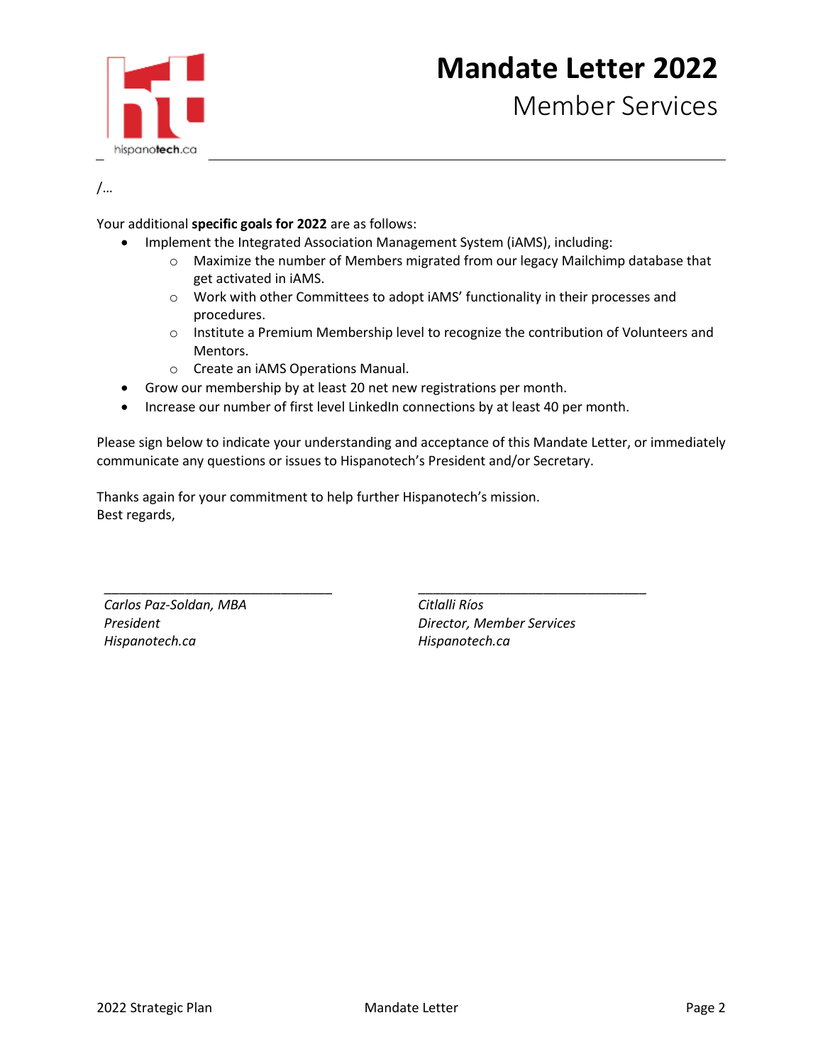# Mandate Letter 2022

## Member Services

/…

Your additional **specific goals for 2022** are as follows:

- Implement the Integrated Association Management System (iAMS), including:
  - Maximize the number of Members migrated from our legacy Mailchimp database that get activated in iAMS.
  - Work with other Committees to adopt iAMS' functionality in their processes and procedures.
  - Institute a Premium Membership level to recognize the contribution of Volunteers and Mentors.
  - Create an iAMS Operations Manual.
- Grow our membership by at least 20 net new registrations per month.
- Increase our number of first level LinkedIn connections by at least 40 per month.

Please sign below to indicate your understanding and acceptance of this Mandate Letter, or immediately communicate any questions or issues to Hispanotech's President and/or Secretary.

Thanks again for your commitment to help further Hispanotech's mission.
Best regards,

\_\_\_\_\_\_\_\_\_\_\_\_\_\_\_\_\_\_\_\_\_\_\_\_\_\_\_\_\_\_\_\_
*Carlos Paz-Soldan, MBA*
*President*
*Hispanotech.ca*

\_\_\_\_\_\_\_\_\_\_\_\_\_\_\_\_\_\_\_\_\_\_\_\_\_\_\_\_\_\_\_\_
*Citlalli Ríos*
*Director, Member Services*
*Hispanotech.ca*